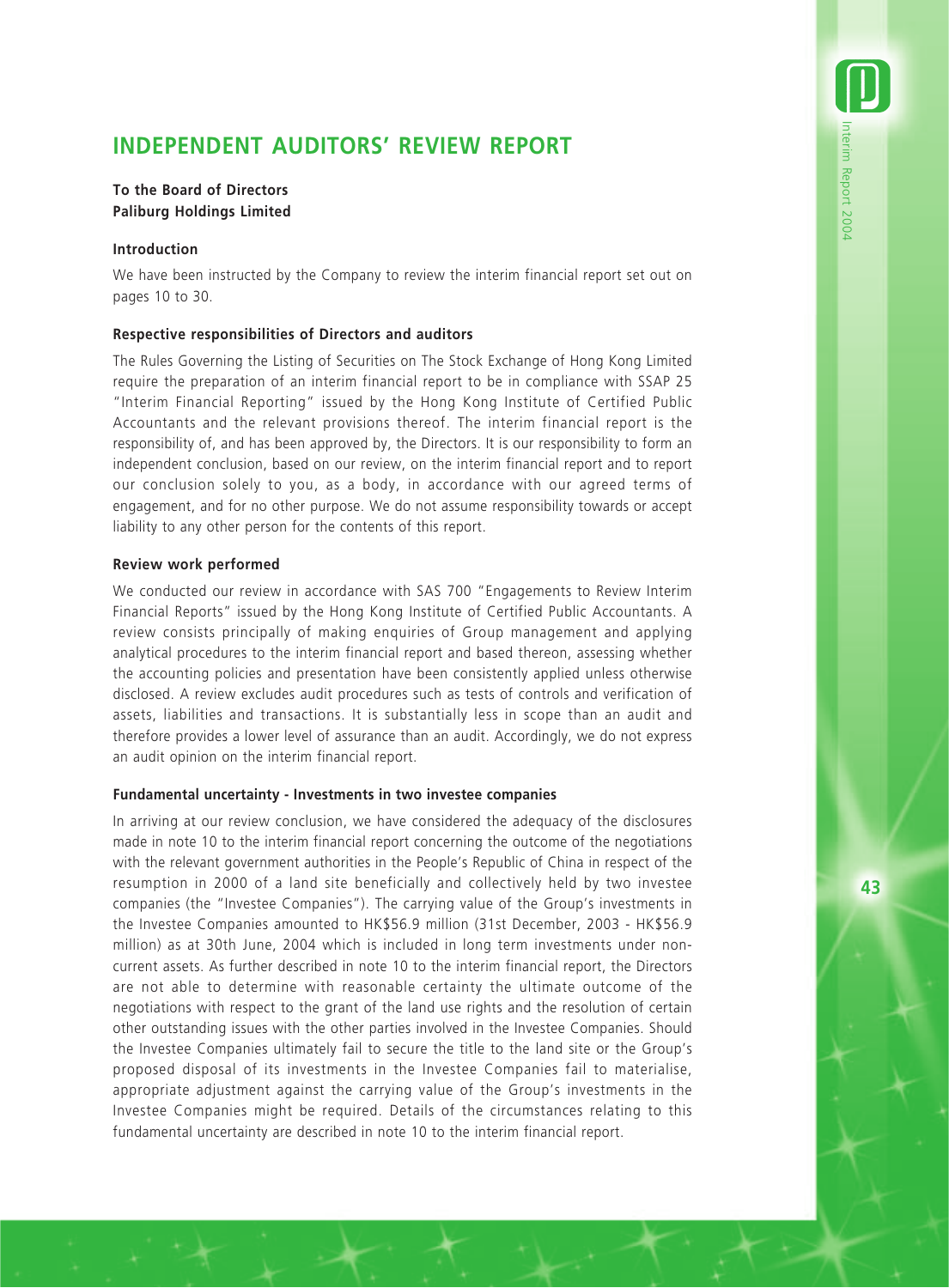# INDEPENDENT AUDITORS' REVIEW REPORT

**To the Board of Directors**
**Paliburg Holdings Limited**

### Introduction

We have been instructed by the Company to review the interim financial report set out on pages 10 to 30.

### Respective responsibilities of Directors and auditors

The Rules Governing the Listing of Securities on The Stock Exchange of Hong Kong Limited require the preparation of an interim financial report to be in compliance with SSAP 25 "Interim Financial Reporting" issued by the Hong Kong Institute of Certified Public Accountants and the relevant provisions thereof. The interim financial report is the responsibility of, and has been approved by, the Directors. It is our responsibility to form an independent conclusion, based on our review, on the interim financial report and to report our conclusion solely to you, as a body, in accordance with our agreed terms of engagement, and for no other purpose. We do not assume responsibility towards or accept liability to any other person for the contents of this report.

### Review work performed

We conducted our review in accordance with SAS 700 "Engagements to Review Interim Financial Reports" issued by the Hong Kong Institute of Certified Public Accountants. A review consists principally of making enquiries of Group management and applying analytical procedures to the interim financial report and based thereon, assessing whether the accounting policies and presentation have been consistently applied unless otherwise disclosed. A review excludes audit procedures such as tests of controls and verification of assets, liabilities and transactions. It is substantially less in scope than an audit and therefore provides a lower level of assurance than an audit. Accordingly, we do not express an audit opinion on the interim financial report.

### Fundamental uncertainty - Investments in two investee companies

In arriving at our review conclusion, we have considered the adequacy of the disclosures made in note 10 to the interim financial report concerning the outcome of the negotiations with the relevant government authorities in the People's Republic of China in respect of the resumption in 2000 of a land site beneficially and collectively held by two investee companies (the "Investee Companies"). The carrying value of the Group's investments in the Investee Companies amounted to HK$56.9 million (31st December, 2003 - HK$56.9 million) as at 30th June, 2004 which is included in long term investments under non-current assets. As further described in note 10 to the interim financial report, the Directors are not able to determine with reasonable certainty the ultimate outcome of the negotiations with respect to the grant of the land use rights and the resolution of certain other outstanding issues with the other parties involved in the Investee Companies. Should the Investee Companies ultimately fail to secure the title to the land site or the Group's proposed disposal of its investments in the Investee Companies fail to materialise, appropriate adjustment against the carrying value of the Group's investments in the Investee Companies might be required. Details of the circumstances relating to this fundamental uncertainty are described in note 10 to the interim financial report.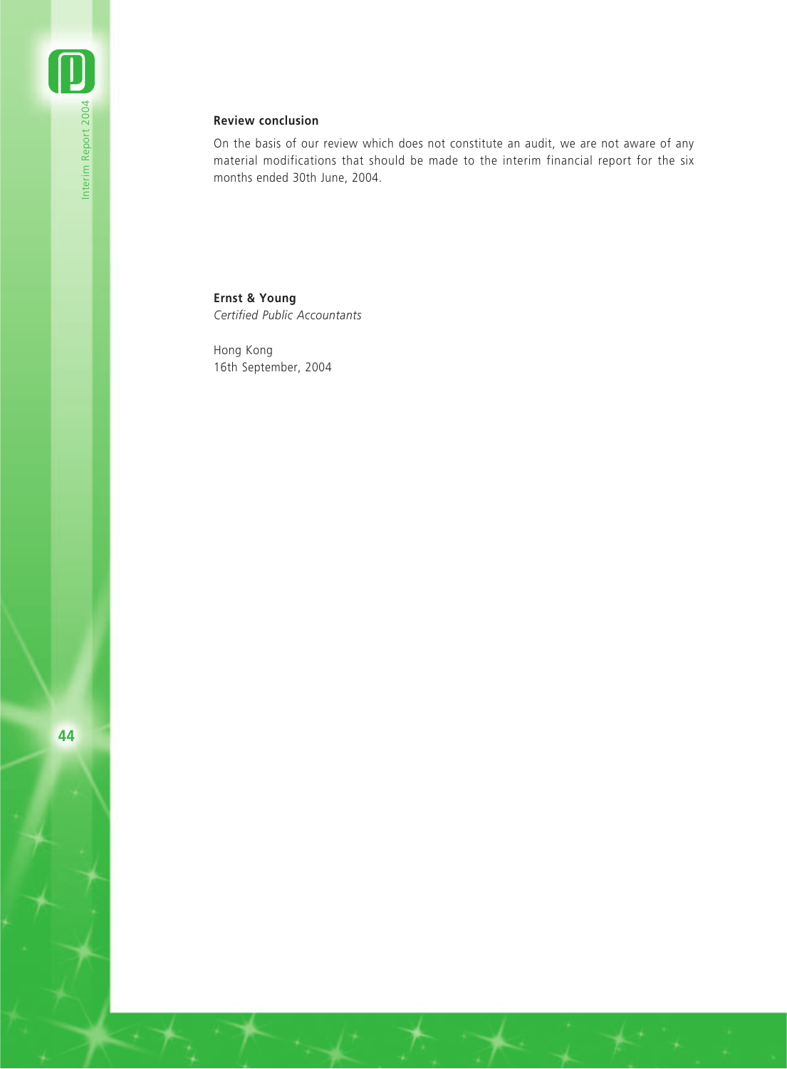**Review conclusion**

On the basis of our review which does not constitute an audit, we are not aware of any material modifications that should be made to the interim financial report for the six months ended 30th June, 2004.

**Ernst & Young**
*Certified Public Accountants*

Hong Kong
16th September, 2004